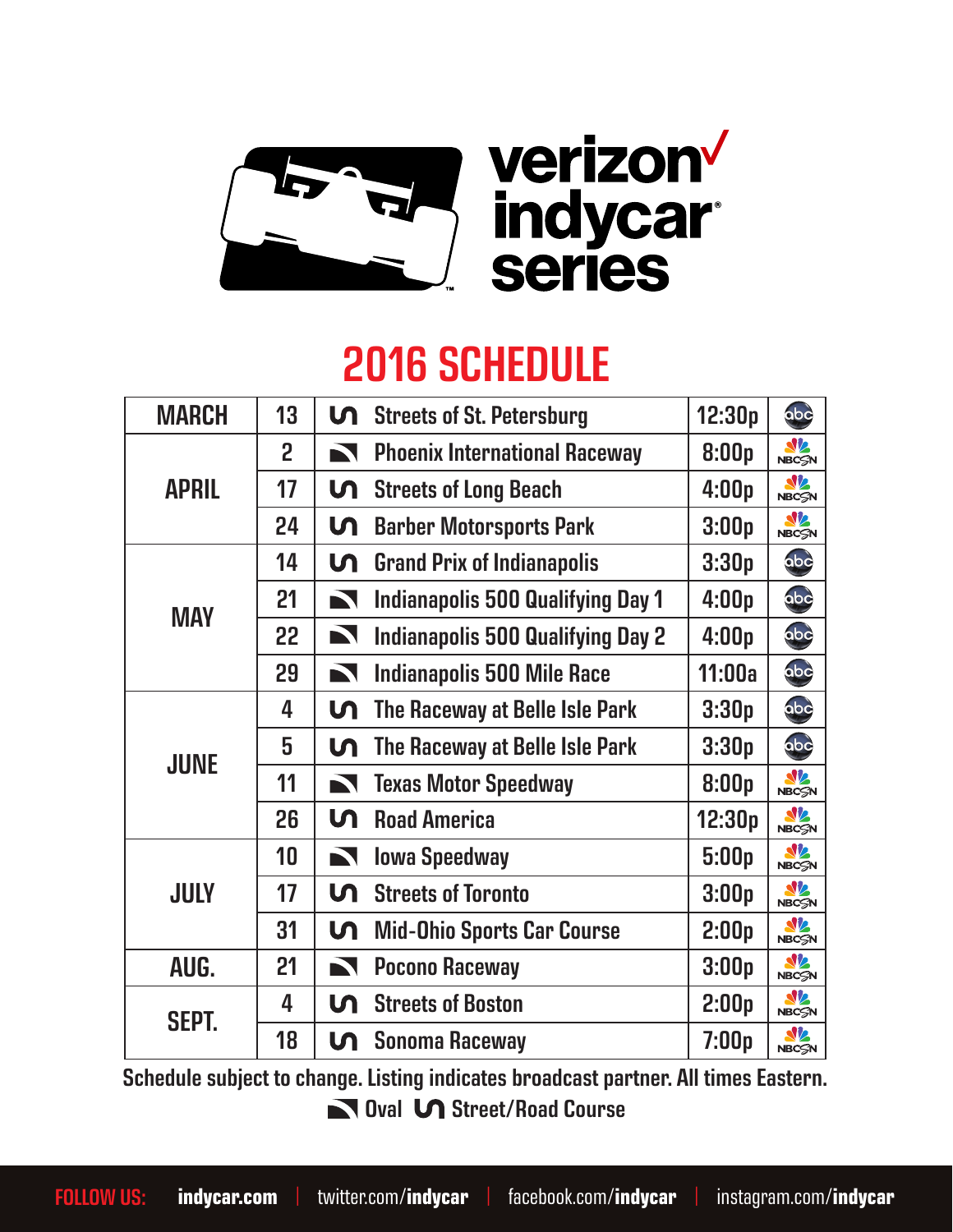# verizon indycar series

## 2016 SCHEDULE

| Month | Date | Type | Event | Time | Broadcast |
|---|---|---|---|---|---|
| MARCH | 13 | Street/Road Course | Streets of St. Petersburg | 12:30p | abc |
| APRIL | 2 | Oval | Phoenix International Raceway | 8:00p | NBCSN |
| | 17 | Street/Road Course | Streets of Long Beach | 4:00p | NBCSN |
| | 24 | Street/Road Course | Barber Motorsports Park | 3:00p | NBCSN |
| MAY | 14 | Street/Road Course | Grand Prix of Indianapolis | 3:30p | abc |
| | 21 | Oval | Indianapolis 500 Qualifying Day 1 | 4:00p | abc |
| | 22 | Oval | Indianapolis 500 Qualifying Day 2 | 4:00p | abc |
| | 29 | Oval | Indianapolis 500 Mile Race | 11:00a | abc |
| JUNE | 4 | Street/Road Course | The Raceway at Belle Isle Park | 3:30p | abc |
| | 5 | Street/Road Course | The Raceway at Belle Isle Park | 3:30p | abc |
| | 11 | Oval | Texas Motor Speedway | 8:00p | NBCSN |
| | 26 | Street/Road Course | Road America | 12:30p | NBCSN |
| JULY | 10 | Oval | Iowa Speedway | 5:00p | NBCSN |
| | 17 | Street/Road Course | Streets of Toronto | 3:00p | NBCSN |
| | 31 | Street/Road Course | Mid-Ohio Sports Car Course | 2:00p | NBCSN |
| AUG. | 21 | Oval | Pocono Raceway | 3:00p | NBCSN |
| SEPT. | 4 | Street/Road Course | Streets of Boston | 2:00p | NBCSN |
| | 18 | Street/Road Course | Sonoma Raceway | 7:00p | NBCSN |

Schedule subject to change. Listing indicates broadcast partner. All times Eastern.

Oval | Street/Road Course

FOLLOW US: indycar.com | twitter.com/indycar | facebook.com/indycar | instagram.com/indycar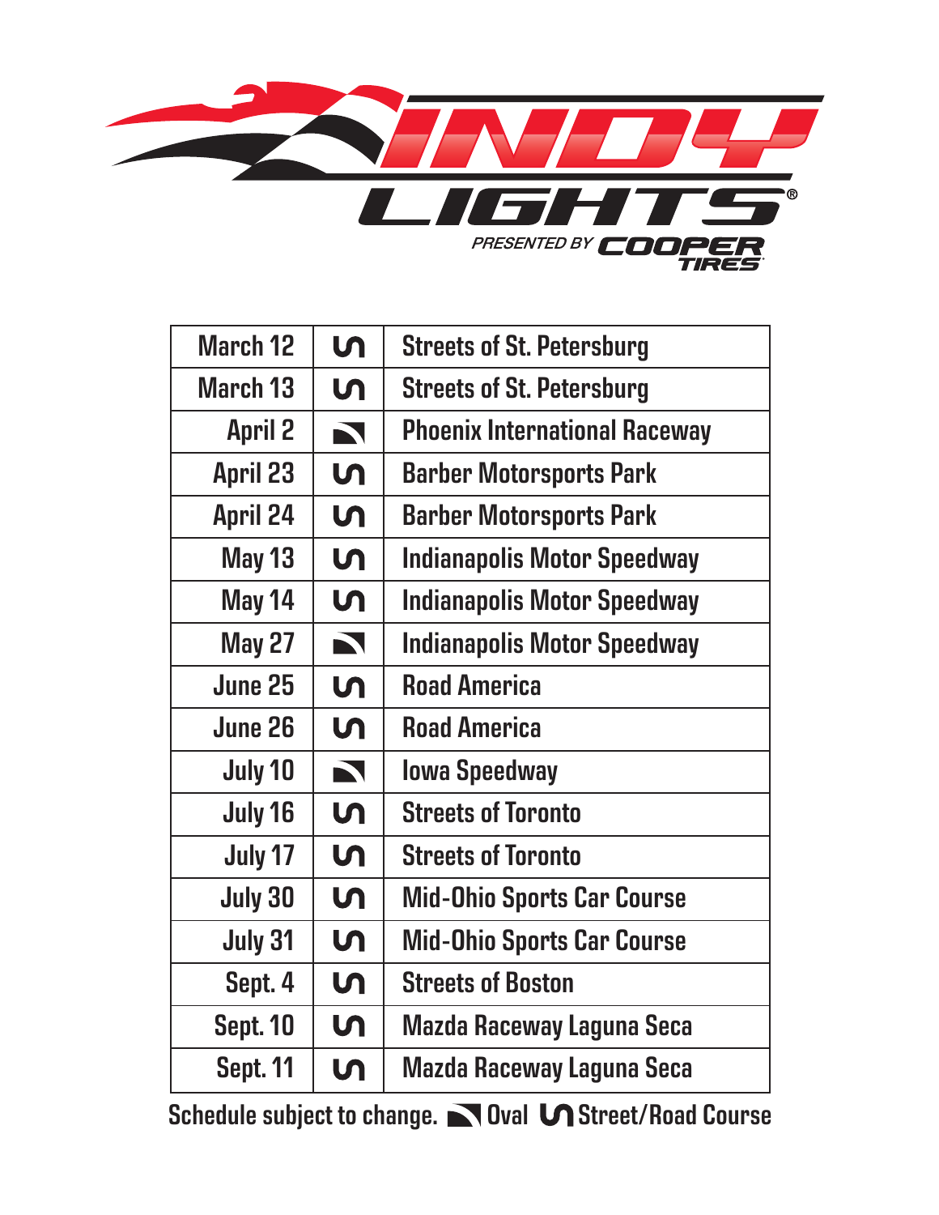# INDY LIGHTS

PRESENTED BY COOPER TIRES

| | | |
|---|---|---|
| March 12 | Street/Road Course | Streets of St. Petersburg |
| March 13 | Street/Road Course | Streets of St. Petersburg |
| April 2 | Oval | Phoenix International Raceway |
| April 23 | Street/Road Course | Barber Motorsports Park |
| April 24 | Street/Road Course | Barber Motorsports Park |
| May 13 | Street/Road Course | Indianapolis Motor Speedway |
| May 14 | Street/Road Course | Indianapolis Motor Speedway |
| May 27 | Oval | Indianapolis Motor Speedway |
| June 25 | Street/Road Course | Road America |
| June 26 | Street/Road Course | Road America |
| July 10 | Oval | Iowa Speedway |
| July 16 | Street/Road Course | Streets of Toronto |
| July 17 | Street/Road Course | Streets of Toronto |
| July 30 | Street/Road Course | Mid-Ohio Sports Car Course |
| July 31 | Street/Road Course | Mid-Ohio Sports Car Course |
| Sept. 4 | Street/Road Course | Streets of Boston |
| Sept. 10 | Street/Road Course | Mazda Raceway Laguna Seca |
| Sept. 11 | Street/Road Course | Mazda Raceway Laguna Seca |

Schedule subject to change. Oval Street/Road Course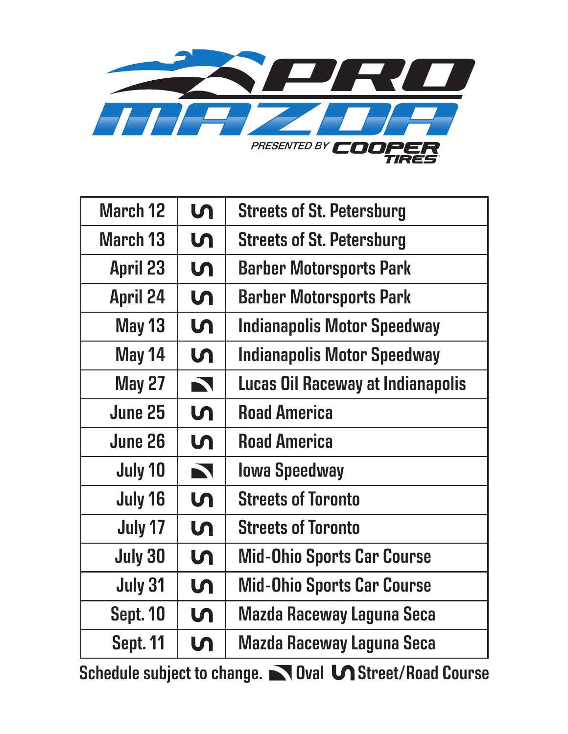# PRO MAZDA

PRESENTED BY COOPER TIRES

| Date | Type | Venue |
|---|---|---|
| March 12 | Street/Road Course | Streets of St. Petersburg |
| March 13 | Street/Road Course | Streets of St. Petersburg |
| April 23 | Street/Road Course | Barber Motorsports Park |
| April 24 | Street/Road Course | Barber Motorsports Park |
| May 13 | Street/Road Course | Indianapolis Motor Speedway |
| May 14 | Street/Road Course | Indianapolis Motor Speedway |
| May 27 | Oval | Lucas Oil Raceway at Indianapolis |
| June 25 | Street/Road Course | Road America |
| June 26 | Street/Road Course | Road America |
| July 10 | Oval | Iowa Speedway |
| July 16 | Street/Road Course | Streets of Toronto |
| July 17 | Street/Road Course | Streets of Toronto |
| July 30 | Street/Road Course | Mid-Ohio Sports Car Course |
| July 31 | Street/Road Course | Mid-Ohio Sports Car Course |
| Sept. 10 | Street/Road Course | Mazda Raceway Laguna Seca |
| Sept. 11 | Street/Road Course | Mazda Raceway Laguna Seca |

Schedule subject to change. Oval / Street/Road Course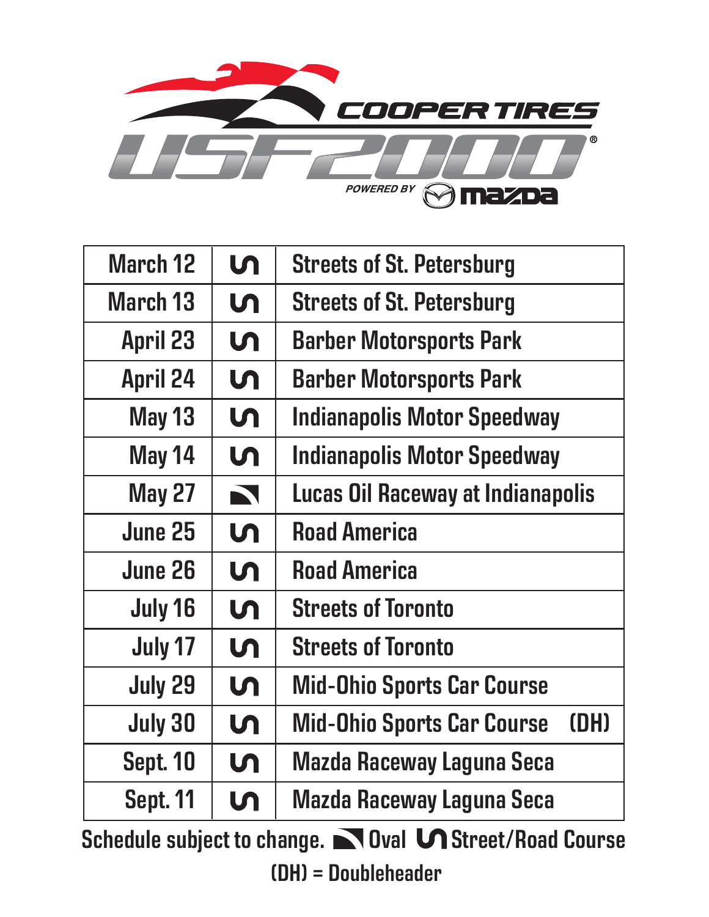# COOPER TIRES USF2000 POWERED BY MAZDA

| | | |
|---|---|---|
| March 12 | Street/Road Course | Streets of St. Petersburg |
| March 13 | Street/Road Course | Streets of St. Petersburg |
| April 23 | Street/Road Course | Barber Motorsports Park |
| April 24 | Street/Road Course | Barber Motorsports Park |
| May 13 | Street/Road Course | Indianapolis Motor Speedway |
| May 14 | Street/Road Course | Indianapolis Motor Speedway |
| May 27 | Oval | Lucas Oil Raceway at Indianapolis |
| June 25 | Street/Road Course | Road America |
| June 26 | Street/Road Course | Road America |
| July 16 | Street/Road Course | Streets of Toronto |
| July 17 | Street/Road Course | Streets of Toronto |
| July 29 | Street/Road Course | Mid-Ohio Sports Car Course |
| July 30 | Street/Road Course | Mid-Ohio Sports Car Course (DH) |
| Sept. 10 | Street/Road Course | Mazda Raceway Laguna Seca |
| Sept. 11 | Street/Road Course | Mazda Raceway Laguna Seca |

Schedule subject to change. Oval Street/Road Course

(DH) = Doubleheader